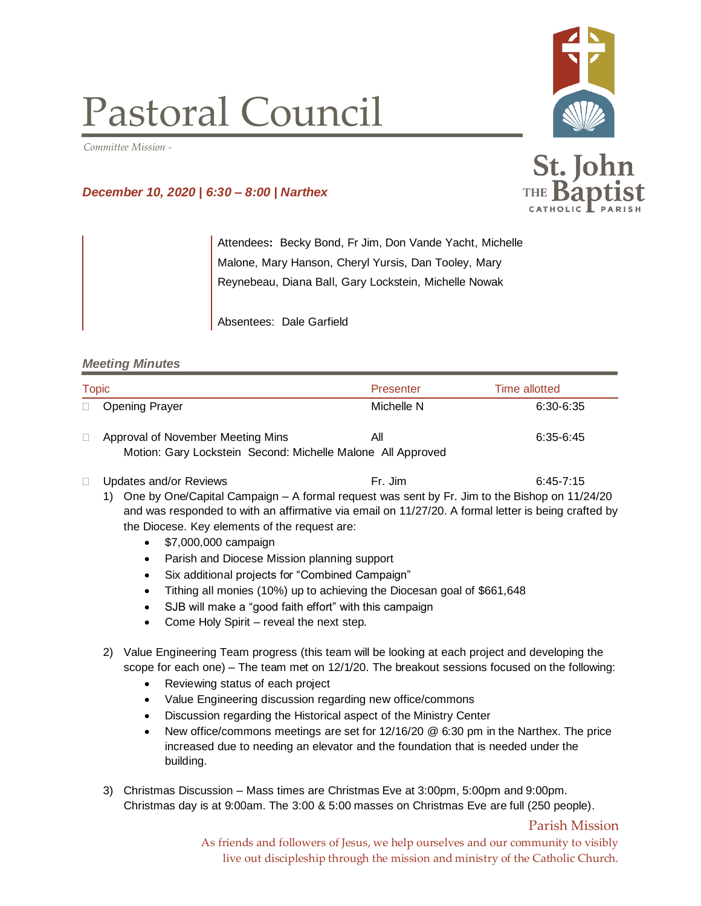# Pastoral Council

*Committee Mission -*

***December 10, 2020 | 6:30 – 8:00 | Narthex***

St. John THE Baptist CATHOLIC PARISH

Attendees**:** Becky Bond, Fr Jim, Don Vande Yacht, Michelle Malone, Mary Hanson, Cheryl Yursis, Dan Tooley, Mary Reynebeau, Diana Ball, Gary Lockstein, Michelle Nowak

Absentees: Dale Garfield

### *Meeting Minutes*

| Topic | Presenter | Time allotted |
|---|---|---|
| Opening Prayer | Michelle N | 6:30-6:35 |
| Approval of November Meeting Mins | All | 6:35-6:45 |
| Updates and/or Reviews | Fr. Jim | 6:45-7:15 |

**Approval of November Meeting Mins:** Motion: Gary Lockstein Second: Michelle Malone All Approved

**Updates and/or Reviews:**

1) One by One/Capital Campaign – A formal request was sent by Fr. Jim to the Bishop on 11/24/20 and was responded to with an affirmative via email on 11/27/20. A formal letter is being crafted by the Diocese. Key elements of the request are:
   - $7,000,000 campaign
   - Parish and Diocese Mission planning support
   - Six additional projects for "Combined Campaign"
   - Tithing all monies (10%) up to achieving the Diocesan goal of $661,648
   - SJB will make a "good faith effort" with this campaign
   - Come Holy Spirit – reveal the next step.

2) Value Engineering Team progress (this team will be looking at each project and developing the scope for each one) – The team met on 12/1/20. The breakout sessions focused on the following:
   - Reviewing status of each project
   - Value Engineering discussion regarding new office/commons
   - Discussion regarding the Historical aspect of the Ministry Center
   - New office/commons meetings are set for 12/16/20 @ 6:30 pm in the Narthex. The price increased due to needing an elevator and the foundation that is needed under the building.

3) Christmas Discussion – Mass times are Christmas Eve at 3:00pm, 5:00pm and 9:00pm. Christmas day is at 9:00am. The 3:00 & 5:00 masses on Christmas Eve are full (250 people).

Parish Mission

As friends and followers of Jesus, we help ourselves and our community to visibly live out discipleship through the mission and ministry of the Catholic Church.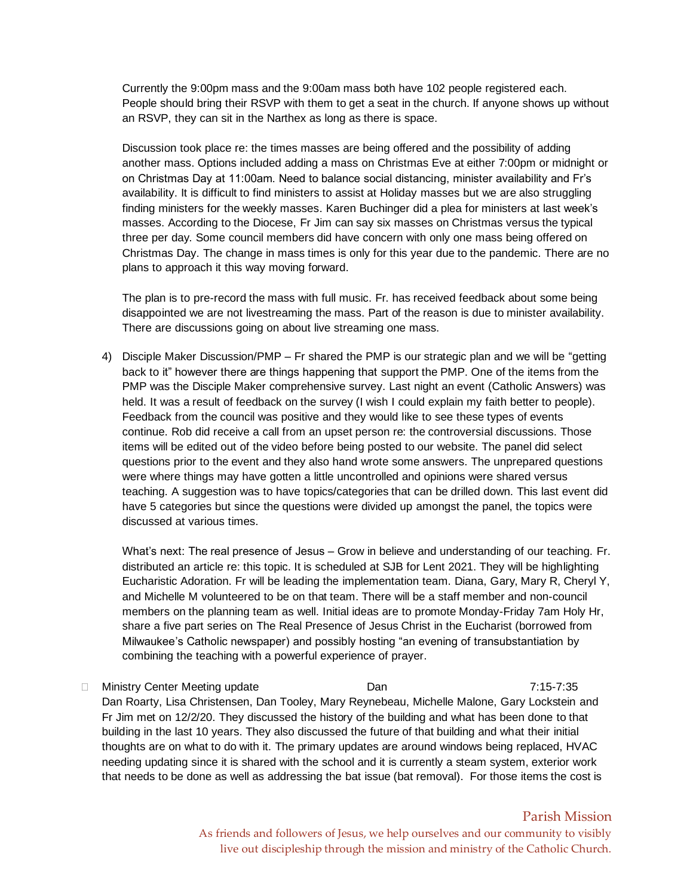Currently the 9:00pm mass and the 9:00am mass both have 102 people registered each. People should bring their RSVP with them to get a seat in the church. If anyone shows up without an RSVP, they can sit in the Narthex as long as there is space.

Discussion took place re: the times masses are being offered and the possibility of adding another mass. Options included adding a mass on Christmas Eve at either 7:00pm or midnight or on Christmas Day at 11:00am. Need to balance social distancing, minister availability and Fr's availability. It is difficult to find ministers to assist at Holiday masses but we are also struggling finding ministers for the weekly masses. Karen Buchinger did a plea for ministers at last week's masses. According to the Diocese, Fr Jim can say six masses on Christmas versus the typical three per day. Some council members did have concern with only one mass being offered on Christmas Day. The change in mass times is only for this year due to the pandemic. There are no plans to approach it this way moving forward.

The plan is to pre-record the mass with full music. Fr. has received feedback about some being disappointed we are not livestreaming the mass. Part of the reason is due to minister availability. There are discussions going on about live streaming one mass.

4) Disciple Maker Discussion/PMP – Fr shared the PMP is our strategic plan and we will be "getting back to it" however there are things happening that support the PMP. One of the items from the PMP was the Disciple Maker comprehensive survey. Last night an event (Catholic Answers) was held. It was a result of feedback on the survey (I wish I could explain my faith better to people). Feedback from the council was positive and they would like to see these types of events continue. Rob did receive a call from an upset person re: the controversial discussions. Those items will be edited out of the video before being posted to our website. The panel did select questions prior to the event and they also hand wrote some answers. The unprepared questions were where things may have gotten a little uncontrolled and opinions were shared versus teaching. A suggestion was to have topics/categories that can be drilled down. This last event did have 5 categories but since the questions were divided up amongst the panel, the topics were discussed at various times.

   What's next: The real presence of Jesus – Grow in believe and understanding of our teaching. Fr. distributed an article re: this topic. It is scheduled at SJB for Lent 2021. They will be highlighting Eucharistic Adoration. Fr will be leading the implementation team. Diana, Gary, Mary R, Cheryl Y, and Michelle M volunteered to be on that team. There will be a staff member and non-council members on the planning team as well. Initial ideas are to promote Monday-Friday 7am Holy Hr, share a five part series on The Real Presence of Jesus Christ in the Eucharist (borrowed from Milwaukee's Catholic newspaper) and possibly hosting "an evening of transubstantiation by combining the teaching with a powerful experience of prayer.

- Ministry Center Meeting update — Dan — 7:15-7:35

  Dan Roarty, Lisa Christensen, Dan Tooley, Mary Reynebeau, Michelle Malone, Gary Lockstein and Fr Jim met on 12/2/20. They discussed the history of the building and what has been done to that building in the last 10 years. They also discussed the future of that building and what their initial thoughts are on what to do with it. The primary updates are around windows being replaced, HVAC needing updating since it is shared with the school and it is currently a steam system, exterior work that needs to be done as well as addressing the bat issue (bat removal). For those items the cost is

Parish Mission

As friends and followers of Jesus, we help ourselves and our community to visibly live out discipleship through the mission and ministry of the Catholic Church.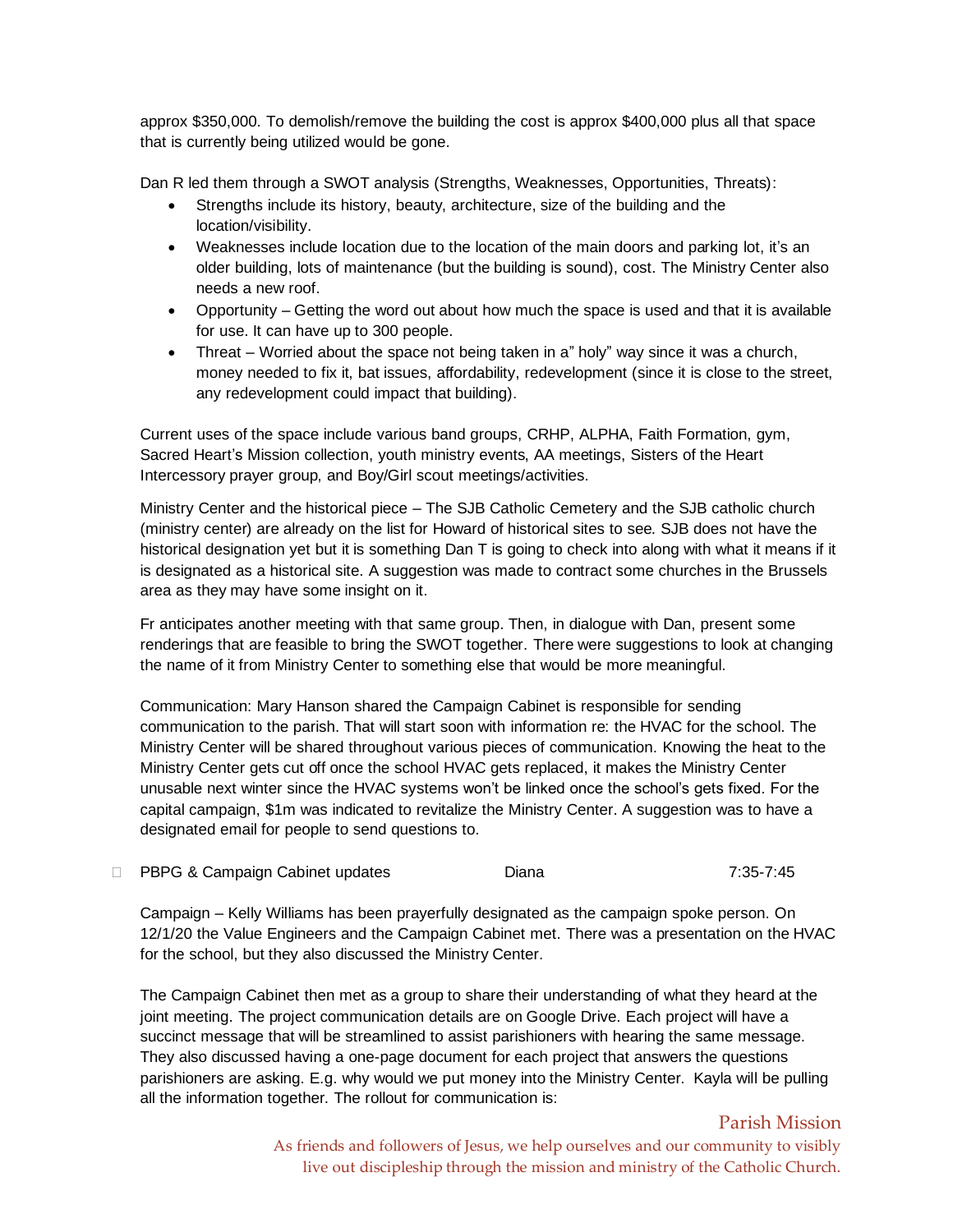approx $350,000. To demolish/remove the building the cost is approx $400,000 plus all that space that is currently being utilized would be gone.

Dan R led them through a SWOT analysis (Strengths, Weaknesses, Opportunities, Threats):

- Strengths include its history, beauty, architecture, size of the building and the location/visibility.
- Weaknesses include location due to the location of the main doors and parking lot, it's an older building, lots of maintenance (but the building is sound), cost. The Ministry Center also needs a new roof.
- Opportunity – Getting the word out about how much the space is used and that it is available for use. It can have up to 300 people.
- Threat – Worried about the space not being taken in a" holy" way since it was a church, money needed to fix it, bat issues, affordability, redevelopment (since it is close to the street, any redevelopment could impact that building).

Current uses of the space include various band groups, CRHP, ALPHA, Faith Formation, gym, Sacred Heart's Mission collection, youth ministry events, AA meetings, Sisters of the Heart Intercessory prayer group, and Boy/Girl scout meetings/activities.

Ministry Center and the historical piece – The SJB Catholic Cemetery and the SJB catholic church (ministry center) are already on the list for Howard of historical sites to see. SJB does not have the historical designation yet but it is something Dan T is going to check into along with what it means if it is designated as a historical site. A suggestion was made to contract some churches in the Brussels area as they may have some insight on it.

Fr anticipates another meeting with that same group. Then, in dialogue with Dan, present some renderings that are feasible to bring the SWOT together. There were suggestions to look at changing the name of it from Ministry Center to something else that would be more meaningful.

Communication: Mary Hanson shared the Campaign Cabinet is responsible for sending communication to the parish. That will start soon with information re: the HVAC for the school. The Ministry Center will be shared throughout various pieces of communication. Knowing the heat to the Ministry Center gets cut off once the school HVAC gets replaced, it makes the Ministry Center unusable next winter since the HVAC systems won't be linked once the school's gets fixed. For the capital campaign, $1m was indicated to revitalize the Ministry Center. A suggestion was to have a designated email for people to send questions to.

- PBPG & Campaign Cabinet updates — Diana — 7:35-7:45

Campaign – Kelly Williams has been prayerfully designated as the campaign spoke person. On 12/1/20 the Value Engineers and the Campaign Cabinet met. There was a presentation on the HVAC for the school, but they also discussed the Ministry Center.

The Campaign Cabinet then met as a group to share their understanding of what they heard at the joint meeting. The project communication details are on Google Drive. Each project will have a succinct message that will be streamlined to assist parishioners with hearing the same message. They also discussed having a one-page document for each project that answers the questions parishioners are asking. E.g. why would we put money into the Ministry Center. Kayla will be pulling all the information together. The rollout for communication is: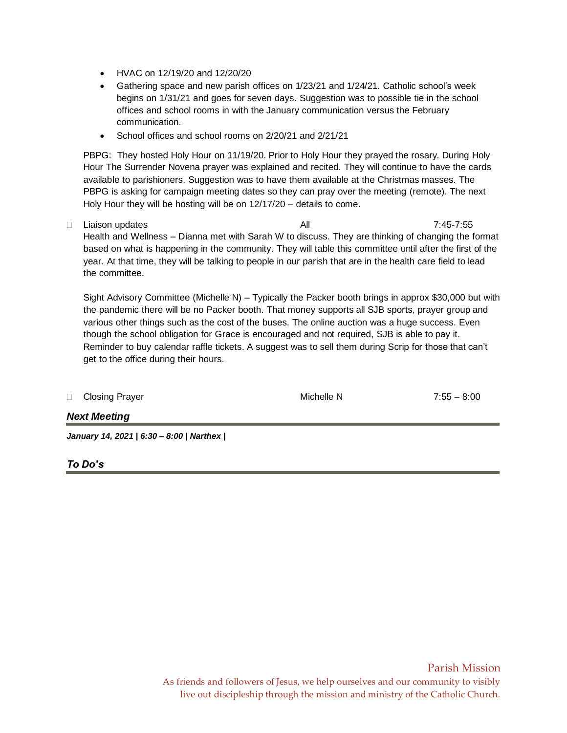- HVAC on 12/19/20 and 12/20/20
- Gathering space and new parish offices on 1/23/21 and 1/24/21. Catholic school's week begins on 1/31/21 and goes for seven days. Suggestion was to possible tie in the school offices and school rooms in with the January communication versus the February communication.
- School offices and school rooms on 2/20/21 and 2/21/21

PBPG: They hosted Holy Hour on 11/19/20. Prior to Holy Hour they prayed the rosary. During Holy Hour The Surrender Novena prayer was explained and recited. They will continue to have the cards available to parishioners. Suggestion was to have them available at the Christmas masses. The PBPG is asking for campaign meeting dates so they can pray over the meeting (remote). The next Holy Hour they will be hosting will be on 12/17/20 – details to come.

| | | |
|---|---|---|
| ☐ Liaison updates | All | 7:45-7:55 |

Health and Wellness – Dianna met with Sarah W to discuss. They are thinking of changing the format based on what is happening in the community. They will table this committee until after the first of the year. At that time, they will be talking to people in our parish that are in the health care field to lead the committee.

Sight Advisory Committee (Michelle N) – Typically the Packer booth brings in approx $30,000 but with the pandemic there will be no Packer booth. That money supports all SJB sports, prayer group and various other things such as the cost of the buses. The online auction was a huge success. Even though the school obligation for Grace is encouraged and not required, SJB is able to pay it. Reminder to buy calendar raffle tickets. A suggest was to sell them during Scrip for those that can't get to the office during their hours.

| | | |
|---|---|---|
| ☐ Closing Prayer | Michelle N | 7:55 – 8:00 |

## *Next Meeting*

***January 14, 2021 | 6:30 – 8:00 | Narthex |***

## *To Do's*

Parish Mission

As friends and followers of Jesus, we help ourselves and our community to visibly live out discipleship through the mission and ministry of the Catholic Church.